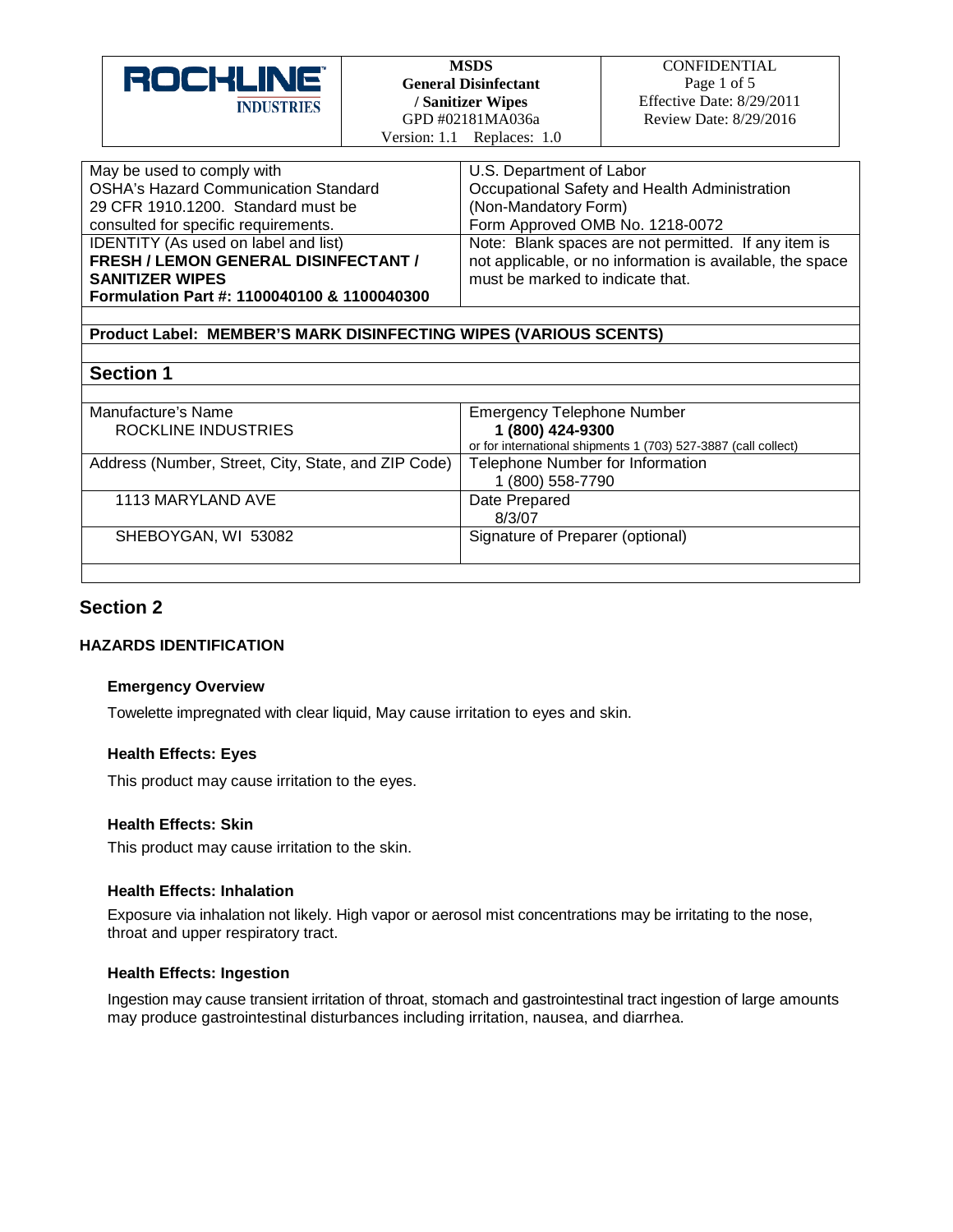| ROCKLINE INDUSTRIES | **MSDS** **General Disinfectant / Sanitizer Wipes** GPD #02181MA036a Version: 1.1 Replaces: 1.0 | CONFIDENTIAL Page 1 of 5 Effective Date: 8/29/2011 Review Date: 8/29/2016 |
|---|---|---|

| May be used to comply with OSHA's Hazard Communication Standard 29 CFR 1910.1200. Standard must be consulted for specific requirements. | U.S. Department of Labor Occupational Safety and Health Administration (Non-Mandatory Form) Form Approved OMB No. 1218-0072 |
|---|---|
| IDENTITY (As used on label and list) **FRESH / LEMON GENERAL DISINFECTANT / SANITIZER WIPES** **Formulation Part #: 1100040100 & 1100040300** | Note: Blank spaces are not permitted. If any item is not applicable, or no information is available, the space must be marked to indicate that. |

**Product Label: MEMBER'S MARK DISINFECTING WIPES (VARIOUS SCENTS)**

## Section 1

| Manufacture's Name ROCKLINE INDUSTRIES | Emergency Telephone Number **1 (800) 424-9300** or for international shipments 1 (703) 527-3887 (call collect) |
|---|---|
| Address (Number, Street, City, State, and ZIP Code) | Telephone Number for Information 1 (800) 558-7790 |
| 1113 MARYLAND AVE | Date Prepared 8/3/07 |
| SHEBOYGAN, WI 53082 | Signature of Preparer (optional) |

## Section 2

### HAZARDS IDENTIFICATION

#### Emergency Overview

Towelette impregnated with clear liquid, May cause irritation to eyes and skin.

#### Health Effects: Eyes

This product may cause irritation to the eyes.

#### Health Effects: Skin

This product may cause irritation to the skin.

#### Health Effects: Inhalation

Exposure via inhalation not likely. High vapor or aerosol mist concentrations may be irritating to the nose, throat and upper respiratory tract.

#### Health Effects: Ingestion

Ingestion may cause transient irritation of throat, stomach and gastrointestinal tract ingestion of large amounts may produce gastrointestinal disturbances including irritation, nausea, and diarrhea.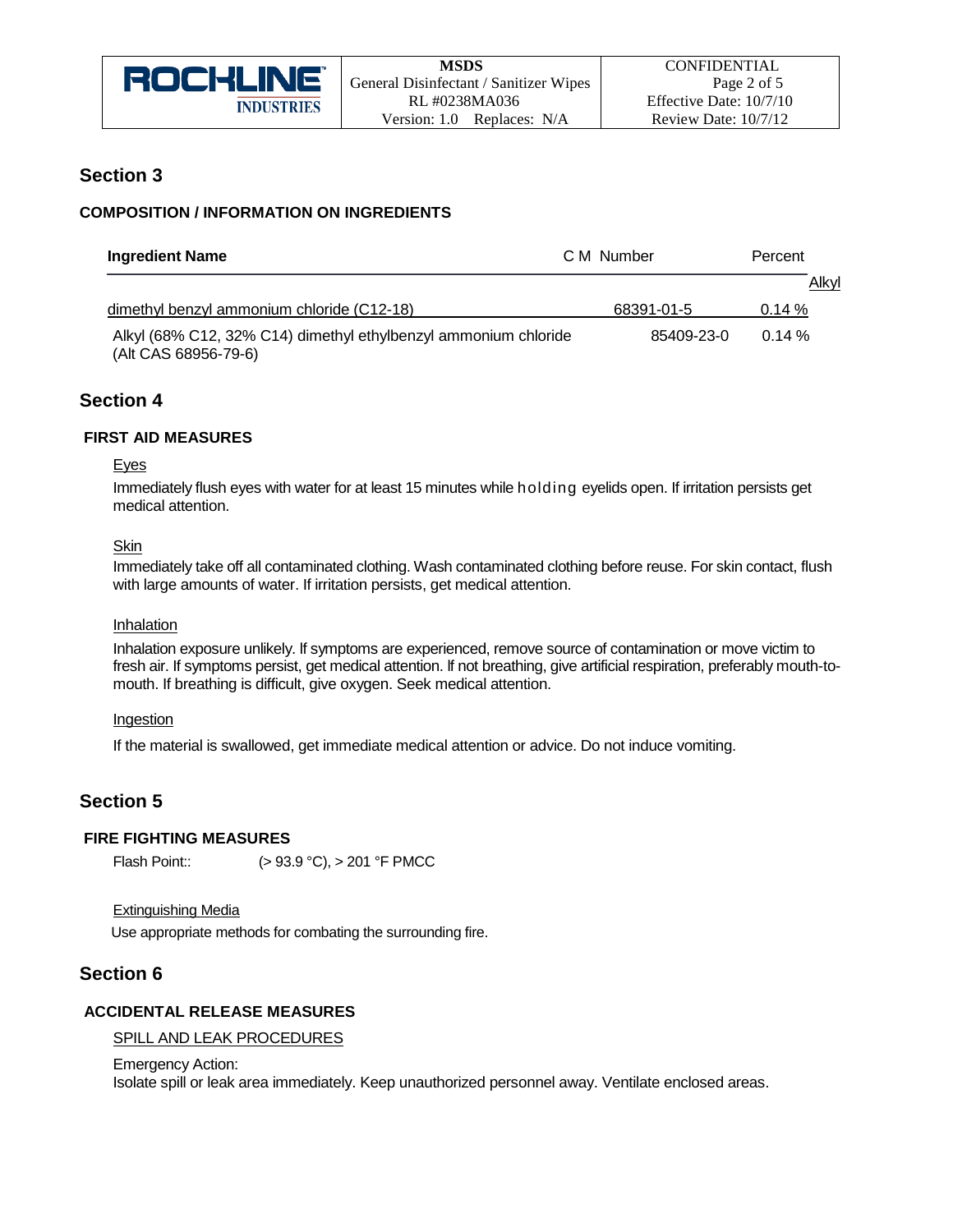## Section 3

### COMPOSITION / INFORMATION ON INGREDIENTS

| Ingredient Name | C M Number | Percent |
|---|---|---|
| Alkyl dimethyl benzyl ammonium chloride (C12-18) | 68391-01-5 | 0.14 % |
| Alkyl (68% C12, 32% C14) dimethyl ethylbenzyl ammonium chloride (Alt CAS 68956-79-6) | 85409-23-0 | 0.14 % |

## Section 4

### FIRST AID MEASURES

Eyes

Immediately flush eyes with water for at least 15 minutes while holding eyelids open. If irritation persists get medical attention.

Skin

Immediately take off all contaminated clothing. Wash contaminated clothing before reuse. For skin contact, flush with large amounts of water. If irritation persists, get medical attention.

Inhalation

Inhalation exposure unlikely. If symptoms are experienced, remove source of contamination or move victim to fresh air. If symptoms persist, get medical attention. If not breathing, give artificial respiration, preferably mouth-to-mouth. If breathing is difficult, give oxygen. Seek medical attention.

Ingestion

If the material is swallowed, get immediate medical attention or advice. Do not induce vomiting.

## Section 5

### FIRE FIGHTING MEASURES

Flash Point:: (> 93.9 °C), > 201 °F PMCC

Extinguishing Media

Use appropriate methods for combating the surrounding fire.

## Section 6

### ACCIDENTAL RELEASE MEASURES

SPILL AND LEAK PROCEDURES

Emergency Action:
Isolate spill or leak area immediately. Keep unauthorized personnel away. Ventilate enclosed areas.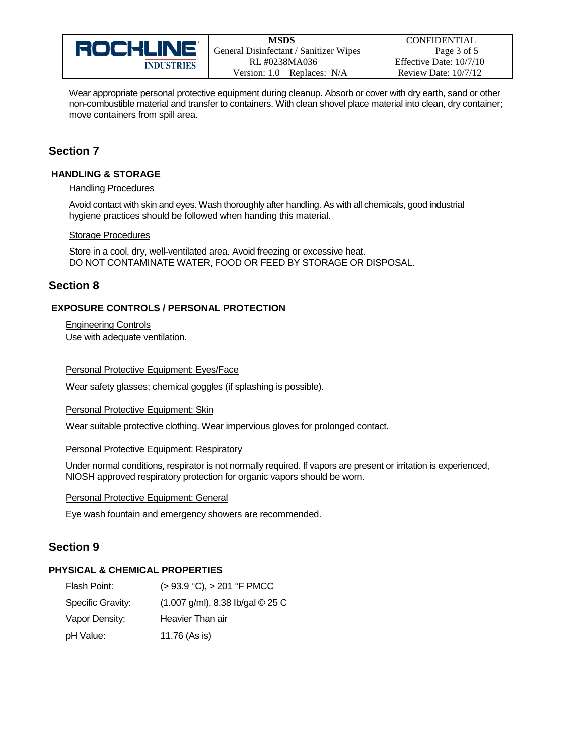Wear appropriate personal protective equipment during cleanup. Absorb or cover with dry earth, sand or other non-combustible material and transfer to containers. With clean shovel place material into clean, dry container; move containers from spill area.

## Section 7

### HANDLING & STORAGE

Handling Procedures

Avoid contact with skin and eyes. Wash thoroughly after handling. As with all chemicals, good industrial hygiene practices should be followed when handing this material.

Storage Procedures

Store in a cool, dry, well-ventilated area. Avoid freezing or excessive heat.
DO NOT CONTAMINATE WATER, FOOD OR FEED BY STORAGE OR DISPOSAL.

## Section 8

### EXPOSURE CONTROLS / PERSONAL PROTECTION

Engineering Controls
Use with adequate ventilation.

Personal Protective Equipment: Eyes/Face

Wear safety glasses; chemical goggles (if splashing is possible).

Personal Protective Equipment: Skin

Wear suitable protective clothing. Wear impervious gloves for prolonged contact.

Personal Protective Equipment: Respiratory

Under normal conditions, respirator is not normally required. If vapors are present or irritation is experienced, NIOSH approved respiratory protection for organic vapors should be worn.

Personal Protective Equipment: General

Eye wash fountain and emergency showers are recommended.

## Section 9

### PHYSICAL & CHEMICAL PROPERTIES

| | |
|---|---|
| Flash Point: | (> 93.9 °C), > 201 °F PMCC |
| Specific Gravity: | (1.007 g/ml), 8.38 lb/gal © 25 C |
| Vapor Density: | Heavier Than air |
| pH Value: | 11.76 (As is) |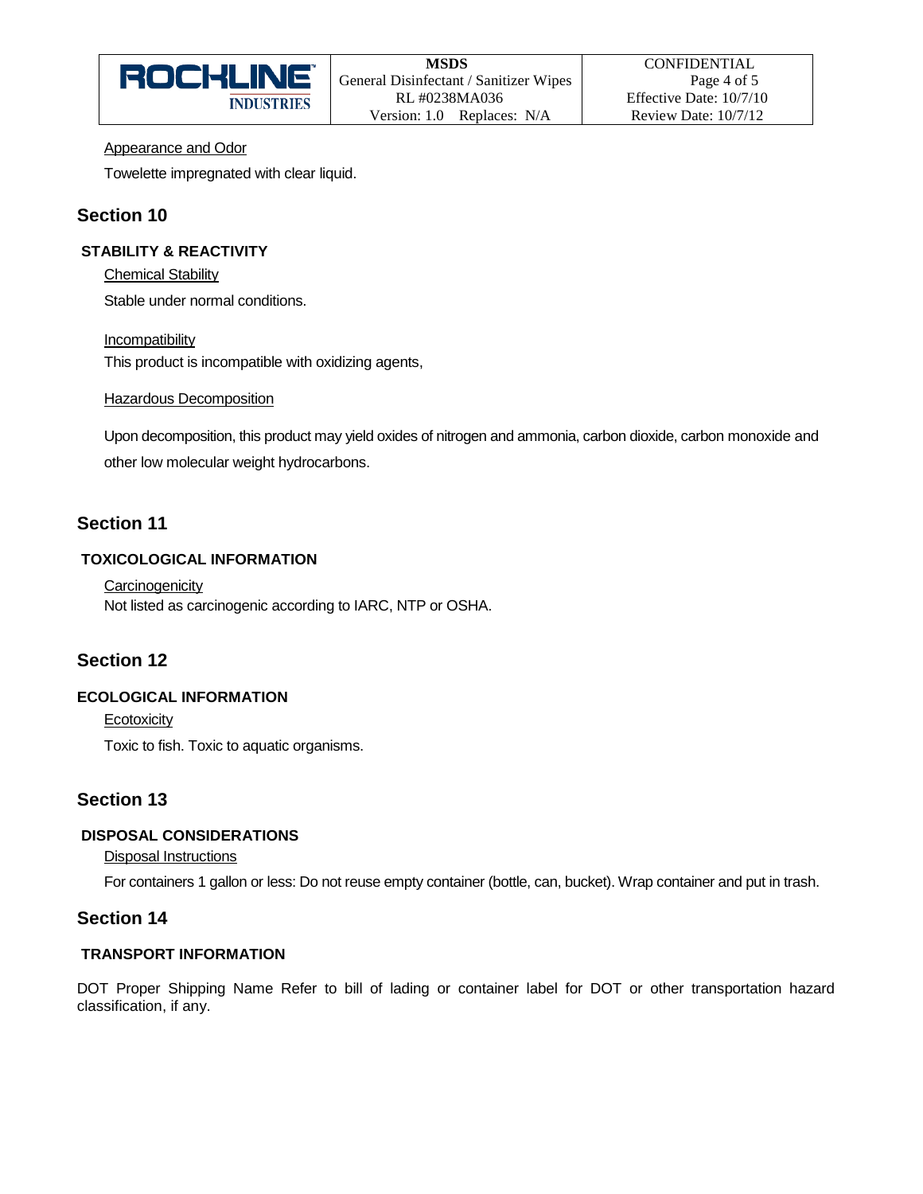Appearance and Odor

Towelette impregnated with clear liquid.

## Section 10

### STABILITY & REACTIVITY

Chemical Stability

Stable under normal conditions.

Incompatibility

This product is incompatible with oxidizing agents,

Hazardous Decomposition

Upon decomposition, this product may yield oxides of nitrogen and ammonia, carbon dioxide, carbon monoxide and other low molecular weight hydrocarbons.

## Section 11

### TOXICOLOGICAL INFORMATION

Carcinogenicity

Not listed as carcinogenic according to IARC, NTP or OSHA.

## Section 12

### ECOLOGICAL INFORMATION

Ecotoxicity

Toxic to fish. Toxic to aquatic organisms.

## Section 13

### DISPOSAL CONSIDERATIONS

Disposal Instructions

For containers 1 gallon or less: Do not reuse empty container (bottle, can, bucket). Wrap container and put in trash.

## Section 14

### TRANSPORT INFORMATION

DOT Proper Shipping Name Refer to bill of lading or container label for DOT or other transportation hazard classification, if any.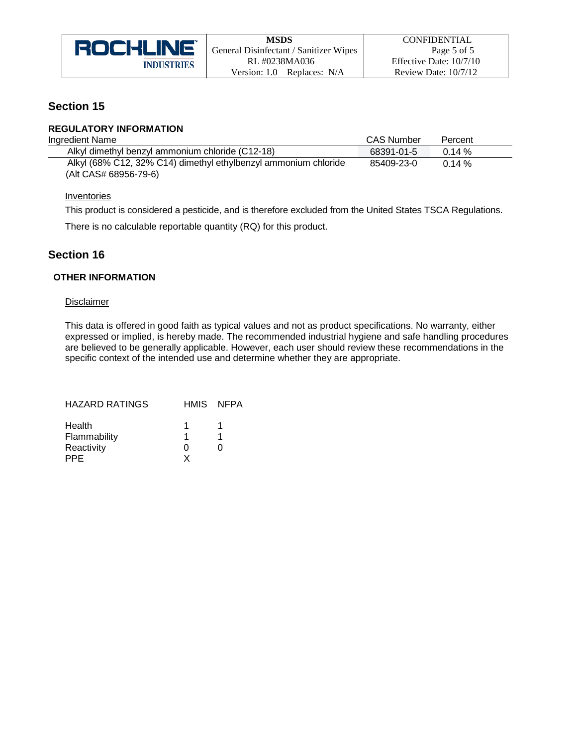## Section 15

### REGULATORY INFORMATION

| Ingredient Name | CAS Number | Percent |
|---|---|---|
| Alkyl dimethyl benzyl ammonium chloride (C12-18) | 68391-01-5 | 0.14 % |
| Alkyl (68% C12, 32% C14) dimethyl ethylbenzyl ammonium chloride (Alt CAS# 68956-79-6) | 85409-23-0 | 0.14 % |

Inventories

This product is considered a pesticide, and is therefore excluded from the United States TSCA Regulations.

There is no calculable reportable quantity (RQ) for this product.

## Section 16

### OTHER INFORMATION

Disclaimer

This data is offered in good faith as typical values and not as product specifications. No warranty, either expressed or implied, is hereby made. The recommended industrial hygiene and safe handling procedures are believed to be generally applicable. However, each user should review these recommendations in the specific context of the intended use and determine whether they are appropriate.

| HAZARD RATINGS | HMIS | NFPA |
|---|---|---|
| Health | 1 | 1 |
| Flammability | 1 | 1 |
| Reactivity | 0 | 0 |
| PPE | X | |